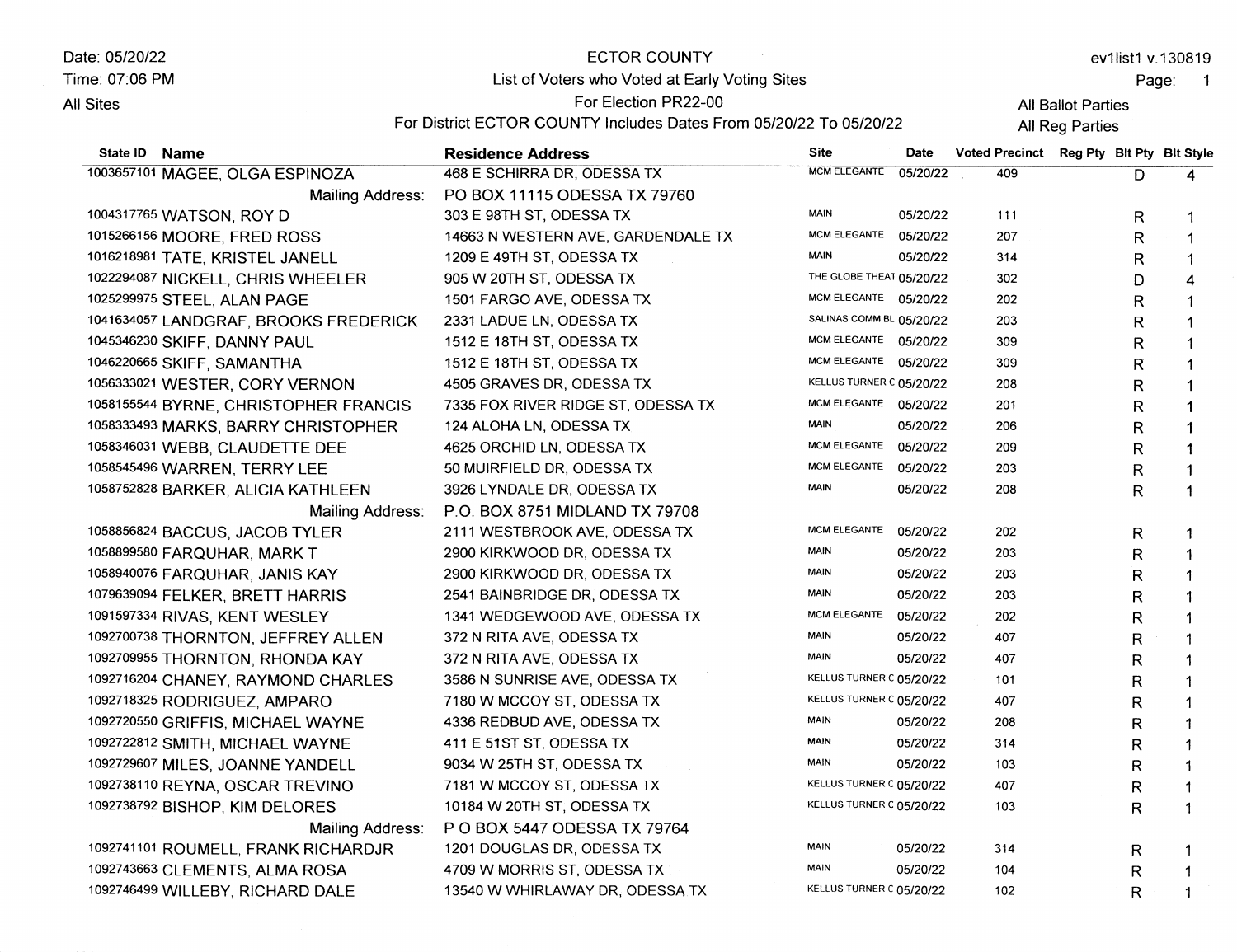Date: 05/20/22
Time: 07:06 PM
All Sites

# ECTOR COUNTY

## List of Voters who Voted at Early Voting Sites

For Election PR22-00

For District ECTOR COUNTY Includes Dates From 05/20/22 To 05/20/22

ev1list1 v.130819

All Ballot Parties
All Reg Parties

| State ID | Name | Residence Address | Site | Date | Voted Precinct | Reg Pty | Blt Pty | Blt Style |
|---|---|---|---|---|---|---|---|---|
| 1003657101 | MAGEE, OLGA ESPINOZA | 468 E SCHIRRA DR, ODESSA TX | MCM ELEGANTE | 05/20/22 | 409 | | D | 4 |
| | Mailing Address: | PO BOX 11115 ODESSA TX 79760 | | | | | | |
| 1004317765 | WATSON, ROY D | 303 E 98TH ST, ODESSA TX | MAIN | 05/20/22 | 111 | | R | 1 |
| 1015266156 | MOORE, FRED ROSS | 14663 N WESTERN AVE, GARDENDALE TX | MCM ELEGANTE | 05/20/22 | 207 | | R | 1 |
| 1016218981 | TATE, KRISTEL JANELL | 1209 E 49TH ST, ODESSA TX | MAIN | 05/20/22 | 314 | | R | 1 |
| 1022294087 | NICKELL, CHRIS WHEELER | 905 W 20TH ST, ODESSA TX | THE GLOBE THEAT | 05/20/22 | 302 | | D | 4 |
| 1025299975 | STEEL, ALAN PAGE | 1501 FARGO AVE, ODESSA TX | MCM ELEGANTE | 05/20/22 | 202 | | R | 1 |
| 1041634057 | LANDGRAF, BROOKS FREDERICK | 2331 LADUE LN, ODESSA TX | SALINAS COMM BL | 05/20/22 | 203 | | R | 1 |
| 1045346230 | SKIFF, DANNY PAUL | 1512 E 18TH ST, ODESSA TX | MCM ELEGANTE | 05/20/22 | 309 | | R | 1 |
| 1046220665 | SKIFF, SAMANTHA | 1512 E 18TH ST, ODESSA TX | MCM ELEGANTE | 05/20/22 | 309 | | R | 1 |
| 1056333021 | WESTER, CORY VERNON | 4505 GRAVES DR, ODESSA TX | KELLUS TURNER C | 05/20/22 | 208 | | R | 1 |
| 1058155544 | BYRNE, CHRISTOPHER FRANCIS | 7335 FOX RIVER RIDGE ST, ODESSA TX | MCM ELEGANTE | 05/20/22 | 201 | | R | 1 |
| 1058333493 | MARKS, BARRY CHRISTOPHER | 124 ALOHA LN, ODESSA TX | MAIN | 05/20/22 | 206 | | R | 1 |
| 1058346031 | WEBB, CLAUDETTE DEE | 4625 ORCHID LN, ODESSA TX | MCM ELEGANTE | 05/20/22 | 209 | | R | 1 |
| 1058545496 | WARREN, TERRY LEE | 50 MUIRFIELD DR, ODESSA TX | MCM ELEGANTE | 05/20/22 | 203 | | R | 1 |
| 1058752828 | BARKER, ALICIA KATHLEEN | 3926 LYNDALE DR, ODESSA TX | MAIN | 05/20/22 | 208 | | R | 1 |
| | Mailing Address: | P.O. BOX 8751 MIDLAND TX 79708 | | | | | | |
| 1058856824 | BACCUS, JACOB TYLER | 2111 WESTBROOK AVE, ODESSA TX | MCM ELEGANTE | 05/20/22 | 202 | | R | 1 |
| 1058899580 | FARQUHAR, MARK T | 2900 KIRKWOOD DR, ODESSA TX | MAIN | 05/20/22 | 203 | | R | 1 |
| 1058940076 | FARQUHAR, JANIS KAY | 2900 KIRKWOOD DR, ODESSA TX | MAIN | 05/20/22 | 203 | | R | 1 |
| 1079639094 | FELKER, BRETT HARRIS | 2541 BAINBRIDGE DR, ODESSA TX | MAIN | 05/20/22 | 203 | | R | 1 |
| 1091597334 | RIVAS, KENT WESLEY | 1341 WEDGEWOOD AVE, ODESSA TX | MCM ELEGANTE | 05/20/22 | 202 | | R | 1 |
| 1092700738 | THORNTON, JEFFREY ALLEN | 372 N RITA AVE, ODESSA TX | MAIN | 05/20/22 | 407 | | R | 1 |
| 1092709955 | THORNTON, RHONDA KAY | 372 N RITA AVE, ODESSA TX | MAIN | 05/20/22 | 407 | | R | 1 |
| 1092716204 | CHANEY, RAYMOND CHARLES | 3586 N SUNRISE AVE, ODESSA TX | KELLUS TURNER C | 05/20/22 | 101 | | R | 1 |
| 1092718325 | RODRIGUEZ, AMPARO | 7180 W MCCOY ST, ODESSA TX | KELLUS TURNER C | 05/20/22 | 407 | | R | 1 |
| 1092720550 | GRIFFIS, MICHAEL WAYNE | 4336 REDBUD AVE, ODESSA TX | MAIN | 05/20/22 | 208 | | R | 1 |
| 1092722812 | SMITH, MICHAEL WAYNE | 411 E 51ST ST, ODESSA TX | MAIN | 05/20/22 | 314 | | R | 1 |
| 1092729607 | MILES, JOANNE YANDELL | 9034 W 25TH ST, ODESSA TX | MAIN | 05/20/22 | 103 | | R | 1 |
| 1092738110 | REYNA, OSCAR TREVINO | 7181 W MCCOY ST, ODESSA TX | KELLUS TURNER C | 05/20/22 | 407 | | R | 1 |
| 1092738792 | BISHOP, KIM DELORES | 10184 W 20TH ST, ODESSA TX | KELLUS TURNER C | 05/20/22 | 103 | | R | 1 |
| | Mailing Address: | P O BOX 5447 ODESSA TX 79764 | | | | | | |
| 1092741101 | ROUMELL, FRANK RICHARDJR | 1201 DOUGLAS DR, ODESSA TX | MAIN | 05/20/22 | 314 | | R | 1 |
| 1092743663 | CLEMENTS, ALMA ROSA | 4709 W MORRIS ST, ODESSA TX | MAIN | 05/20/22 | 104 | | R | 1 |
| 1092746499 | WILLEBY, RICHARD DALE | 13540 W WHIRLAWAY DR, ODESSA TX | KELLUS TURNER C | 05/20/22 | 102 | | R | 1 |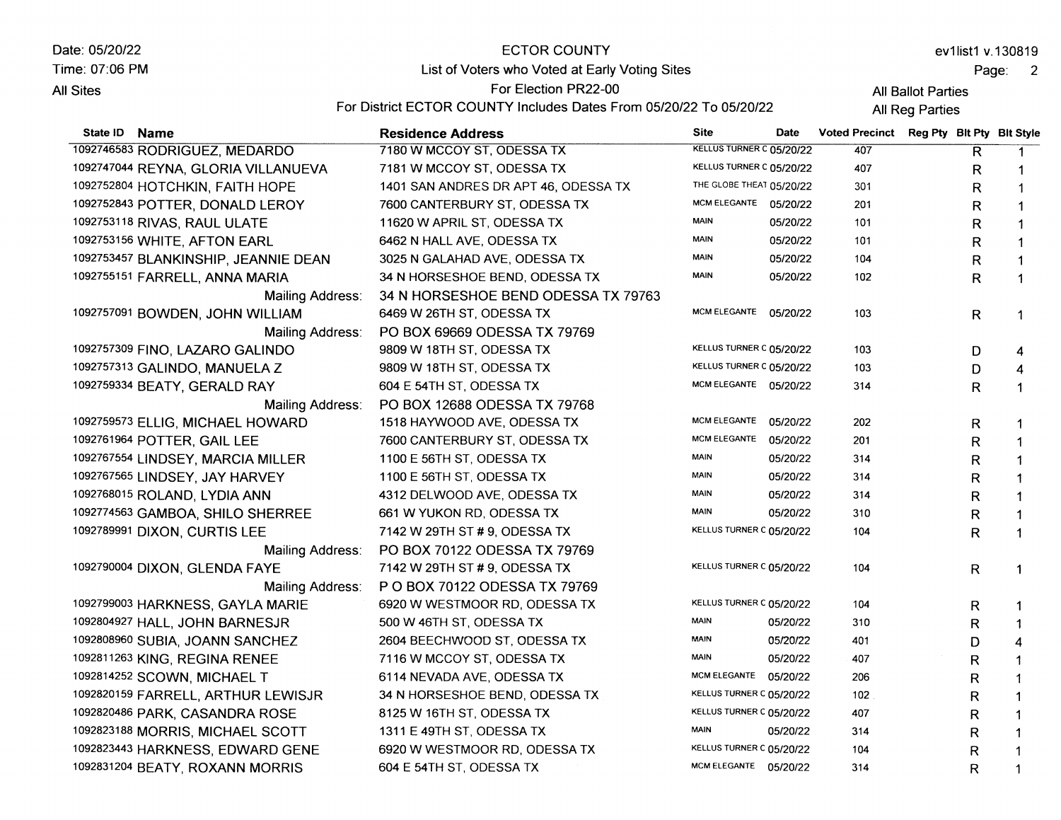Date: 05/20/22
Time: 07:06 PM
All Sites

ECTOR COUNTY
List of Voters who Voted at Early Voting Sites
For Election PR22-00
For District ECTOR COUNTY Includes Dates From 05/20/22 To 05/20/22

ev1list1 v.130819
All Ballot Parties
All Reg Parties

| State ID | Name | Residence Address | Site | Date | Voted Precinct | Reg Pty | Blt Pty | Blt Style |
|---|---|---|---|---|---|---|---|---|
| 1092746583 | RODRIGUEZ, MEDARDO | 7180 W MCCOY ST, ODESSA TX | KELLUS TURNER C | 05/20/22 | 407 | | R | 1 |
| 1092747044 | REYNA, GLORIA VILLANUEVA | 7181 W MCCOY ST, ODESSA TX | KELLUS TURNER C | 05/20/22 | 407 | | R | 1 |
| 1092752804 | HOTCHKIN, FAITH HOPE | 1401 SAN ANDRES DR APT 46, ODESSA TX | THE GLOBE THEAT | 05/20/22 | 301 | | R | 1 |
| 1092752843 | POTTER, DONALD LEROY | 7600 CANTERBURY ST, ODESSA TX | MCM ELEGANTE | 05/20/22 | 201 | | R | 1 |
| 1092753118 | RIVAS, RAUL ULATE | 11620 W APRIL ST, ODESSA TX | MAIN | 05/20/22 | 101 | | R | 1 |
| 1092753156 | WHITE, AFTON EARL | 6462 N HALL AVE, ODESSA TX | MAIN | 05/20/22 | 101 | | R | 1 |
| 1092753457 | BLANKINSHIP, JEANNIE DEAN | 3025 N GALAHAD AVE, ODESSA TX | MAIN | 05/20/22 | 104 | | R | 1 |
| 1092755151 | FARRELL, ANNA MARIA | 34 N HORSESHOE BEND, ODESSA TX | MAIN | 05/20/22 | 102 | | R | 1 |
| | Mailing Address: | 34 N HORSESHOE BEND ODESSA TX 79763 | | | | | | |
| 1092757091 | BOWDEN, JOHN WILLIAM | 6469 W 26TH ST, ODESSA TX | MCM ELEGANTE | 05/20/22 | 103 | | R | 1 |
| | Mailing Address: | PO BOX 69669 ODESSA TX 79769 | | | | | | |
| 1092757309 | FINO, LAZARO GALINDO | 9809 W 18TH ST, ODESSA TX | KELLUS TURNER C | 05/20/22 | 103 | | D | 4 |
| 1092757313 | GALINDO, MANUELA Z | 9809 W 18TH ST, ODESSA TX | KELLUS TURNER C | 05/20/22 | 103 | | D | 4 |
| 1092759334 | BEATY, GERALD RAY | 604 E 54TH ST, ODESSA TX | MCM ELEGANTE | 05/20/22 | 314 | | R | 1 |
| | Mailing Address: | PO BOX 12688 ODESSA TX 79768 | | | | | | |
| 1092759573 | ELLIG, MICHAEL HOWARD | 1518 HAYWOOD AVE, ODESSA TX | MCM ELEGANTE | 05/20/22 | 202 | | R | 1 |
| 1092761964 | POTTER, GAIL LEE | 7600 CANTERBURY ST, ODESSA TX | MCM ELEGANTE | 05/20/22 | 201 | | R | 1 |
| 1092767554 | LINDSEY, MARCIA MILLER | 1100 E 56TH ST, ODESSA TX | MAIN | 05/20/22 | 314 | | R | 1 |
| 1092767565 | LINDSEY, JAY HARVEY | 1100 E 56TH ST, ODESSA TX | MAIN | 05/20/22 | 314 | | R | 1 |
| 1092768015 | ROLAND, LYDIA ANN | 4312 DELWOOD AVE, ODESSA TX | MAIN | 05/20/22 | 314 | | R | 1 |
| 1092774563 | GAMBOA, SHILO SHERREE | 661 W YUKON RD, ODESSA TX | MAIN | 05/20/22 | 310 | | R | 1 |
| 1092789991 | DIXON, CURTIS LEE | 7142 W 29TH ST # 9, ODESSA TX | KELLUS TURNER C | 05/20/22 | 104 | | R | 1 |
| | Mailing Address: | PO BOX 70122 ODESSA TX 79769 | | | | | | |
| 1092790004 | DIXON, GLENDA FAYE | 7142 W 29TH ST # 9, ODESSA TX | KELLUS TURNER C | 05/20/22 | 104 | | R | 1 |
| | Mailing Address: | P O BOX 70122 ODESSA TX 79769 | | | | | | |
| 1092799003 | HARKNESS, GAYLA MARIE | 6920 W WESTMOOR RD, ODESSA TX | KELLUS TURNER C | 05/20/22 | 104 | | R | 1 |
| 1092804927 | HALL, JOHN BARNESJR | 500 W 46TH ST, ODESSA TX | MAIN | 05/20/22 | 310 | | R | 1 |
| 1092808960 | SUBIA, JOANN SANCHEZ | 2604 BEECHWOOD ST, ODESSA TX | MAIN | 05/20/22 | 401 | | D | 4 |
| 1092811263 | KING, REGINA RENEE | 7116 W MCCOY ST, ODESSA TX | MAIN | 05/20/22 | 407 | | R | 1 |
| 1092814252 | SCOWN, MICHAEL T | 6114 NEVADA AVE, ODESSA TX | MCM ELEGANTE | 05/20/22 | 206 | | R | 1 |
| 1092820159 | FARRELL, ARTHUR LEWISJR | 34 N HORSESHOE BEND, ODESSA TX | KELLUS TURNER C | 05/20/22 | 102 | | R | 1 |
| 1092820486 | PARK, CASANDRA ROSE | 8125 W 16TH ST, ODESSA TX | KELLUS TURNER C | 05/20/22 | 407 | | R | 1 |
| 1092823188 | MORRIS, MICHAEL SCOTT | 1311 E 49TH ST, ODESSA TX | MAIN | 05/20/22 | 314 | | R | 1 |
| 1092823443 | HARKNESS, EDWARD GENE | 6920 W WESTMOOR RD, ODESSA TX | KELLUS TURNER C | 05/20/22 | 104 | | R | 1 |
| 1092831204 | BEATY, ROXANN MORRIS | 604 E 54TH ST, ODESSA TX | MCM ELEGANTE | 05/20/22 | 314 | | R | 1 |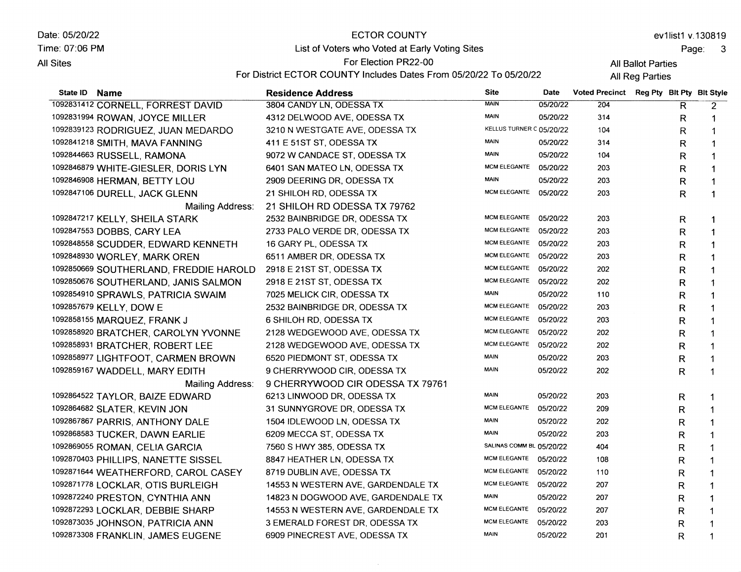Date: 05/20/22
Time: 07:06 PM
All Sites

ECTOR COUNTY
List of Voters who Voted at Early Voting Sites
For Election PR22-00
For District ECTOR COUNTY Includes Dates From 05/20/22 To 05/20/22

ev1list1 v.130819
All Ballot Parties
All Reg Parties

| State ID | Name | Residence Address | Site | Date | Voted Precinct | Reg Pty | Blt Pty | Blt Style |
|---|---|---|---|---|---|---|---|---|
| 1092831412 | CORNELL, FORREST DAVID | 3804 CANDY LN, ODESSA TX | MAIN | 05/20/22 | 204 | | R | 2 |
| 1092831994 | ROWAN, JOYCE MILLER | 4312 DELWOOD AVE, ODESSA TX | MAIN | 05/20/22 | 314 | | R | 1 |
| 1092839123 | RODRIGUEZ, JUAN MEDARDO | 3210 N WESTGATE AVE, ODESSA TX | KELLUS TURNER C | 05/20/22 | 104 | | R | 1 |
| 1092841218 | SMITH, MAVA FANNING | 411 E 51ST ST, ODESSA TX | MAIN | 05/20/22 | 314 | | R | 1 |
| 1092844663 | RUSSELL, RAMONA | 9072 W CANDACE ST, ODESSA TX | MAIN | 05/20/22 | 104 | | R | 1 |
| 1092846879 | WHITE-GIESLER, DORIS LYN | 6401 SAN MATEO LN, ODESSA TX | MCM ELEGANTE | 05/20/22 | 203 | | R | 1 |
| 1092846908 | HERMAN, BETTY LOU | 2909 DEERING DR, ODESSA TX | MAIN | 05/20/22 | 203 | | R | 1 |
| 1092847106 | DURELL, JACK GLENN | 21 SHILOH RD, ODESSA TX | MCM ELEGANTE | 05/20/22 | 203 | | R | 1 |
| | Mailing Address: | 21 SHILOH RD ODESSA TX 79762 | | | | | | |
| 1092847217 | KELLY, SHEILA STARK | 2532 BAINBRIDGE DR, ODESSA TX | MCM ELEGANTE | 05/20/22 | 203 | | R | 1 |
| 1092847553 | DOBBS, CARY LEA | 2733 PALO VERDE DR, ODESSA TX | MCM ELEGANTE | 05/20/22 | 203 | | R | 1 |
| 1092848558 | SCUDDER, EDWARD KENNETH | 16 GARY PL, ODESSA TX | MCM ELEGANTE | 05/20/22 | 203 | | R | 1 |
| 1092848930 | WORLEY, MARK OREN | 6511 AMBER DR, ODESSA TX | MCM ELEGANTE | 05/20/22 | 203 | | R | 1 |
| 1092850669 | SOUTHERLAND, FREDDIE HAROLD | 2918 E 21ST ST, ODESSA TX | MCM ELEGANTE | 05/20/22 | 202 | | R | 1 |
| 1092850676 | SOUTHERLAND, JANIS SALMON | 2918 E 21ST ST, ODESSA TX | MCM ELEGANTE | 05/20/22 | 202 | | R | 1 |
| 1092854910 | SPRAWLS, PATRICIA SWAIM | 7025 MELICK CIR, ODESSA TX | MAIN | 05/20/22 | 110 | | R | 1 |
| 1092857679 | KELLY, DOW E | 2532 BAINBRIDGE DR, ODESSA TX | MCM ELEGANTE | 05/20/22 | 203 | | R | 1 |
| 1092858155 | MARQUEZ, FRANK J | 6 SHILOH RD, ODESSA TX | MCM ELEGANTE | 05/20/22 | 203 | | R | 1 |
| 1092858920 | BRATCHER, CAROLYN YVONNE | 2128 WEDGEWOOD AVE, ODESSA TX | MCM ELEGANTE | 05/20/22 | 202 | | R | 1 |
| 1092858931 | BRATCHER, ROBERT LEE | 2128 WEDGEWOOD AVE, ODESSA TX | MCM ELEGANTE | 05/20/22 | 202 | | R | 1 |
| 1092858977 | LIGHTFOOT, CARMEN BROWN | 6520 PIEDMONT ST, ODESSA TX | MAIN | 05/20/22 | 203 | | R | 1 |
| 1092859167 | WADDELL, MARY EDITH | 9 CHERRYWOOD CIR, ODESSA TX | MAIN | 05/20/22 | 202 | | R | 1 |
| | Mailing Address: | 9 CHERRYWOOD CIR ODESSA TX 79761 | | | | | | |
| 1092864522 | TAYLOR, BAIZE EDWARD | 6213 LINWOOD DR, ODESSA TX | MAIN | 05/20/22 | 203 | | R | 1 |
| 1092864682 | SLATER, KEVIN JON | 31 SUNNYGROVE DR, ODESSA TX | MCM ELEGANTE | 05/20/22 | 209 | | R | 1 |
| 1092867867 | PARRIS, ANTHONY DALE | 1504 IDLEWOOD LN, ODESSA TX | MAIN | 05/20/22 | 202 | | R | 1 |
| 1092868583 | TUCKER, DAWN EARLIE | 6209 MECCA ST, ODESSA TX | MAIN | 05/20/22 | 203 | | R | 1 |
| 1092869055 | ROMAN, CELIA GARCIA | 7560 S HWY 385, ODESSA TX | SALINAS COMM BL | 05/20/22 | 404 | | R | 1 |
| 1092870403 | PHILLIPS, NANETTE SISSEL | 8847 HEATHER LN, ODESSA TX | MCM ELEGANTE | 05/20/22 | 108 | | R | 1 |
| 1092871644 | WEATHERFORD, CAROL CASEY | 8719 DUBLIN AVE, ODESSA TX | MCM ELEGANTE | 05/20/22 | 110 | | R | 1 |
| 1092871778 | LOCKLAR, OTIS BURLEIGH | 14553 N WESTERN AVE, GARDENDALE TX | MCM ELEGANTE | 05/20/22 | 207 | | R | 1 |
| 1092872240 | PRESTON, CYNTHIA ANN | 14823 N DOGWOOD AVE, GARDENDALE TX | MAIN | 05/20/22 | 207 | | R | 1 |
| 1092872293 | LOCKLAR, DEBBIE SHARP | 14553 N WESTERN AVE, GARDENDALE TX | MCM ELEGANTE | 05/20/22 | 207 | | R | 1 |
| 1092873035 | JOHNSON, PATRICIA ANN | 3 EMERALD FOREST DR, ODESSA TX | MCM ELEGANTE | 05/20/22 | 203 | | R | 1 |
| 1092873308 | FRANKLIN, JAMES EUGENE | 6909 PINECREST AVE, ODESSA TX | MAIN | 05/20/22 | 201 | | R | 1 |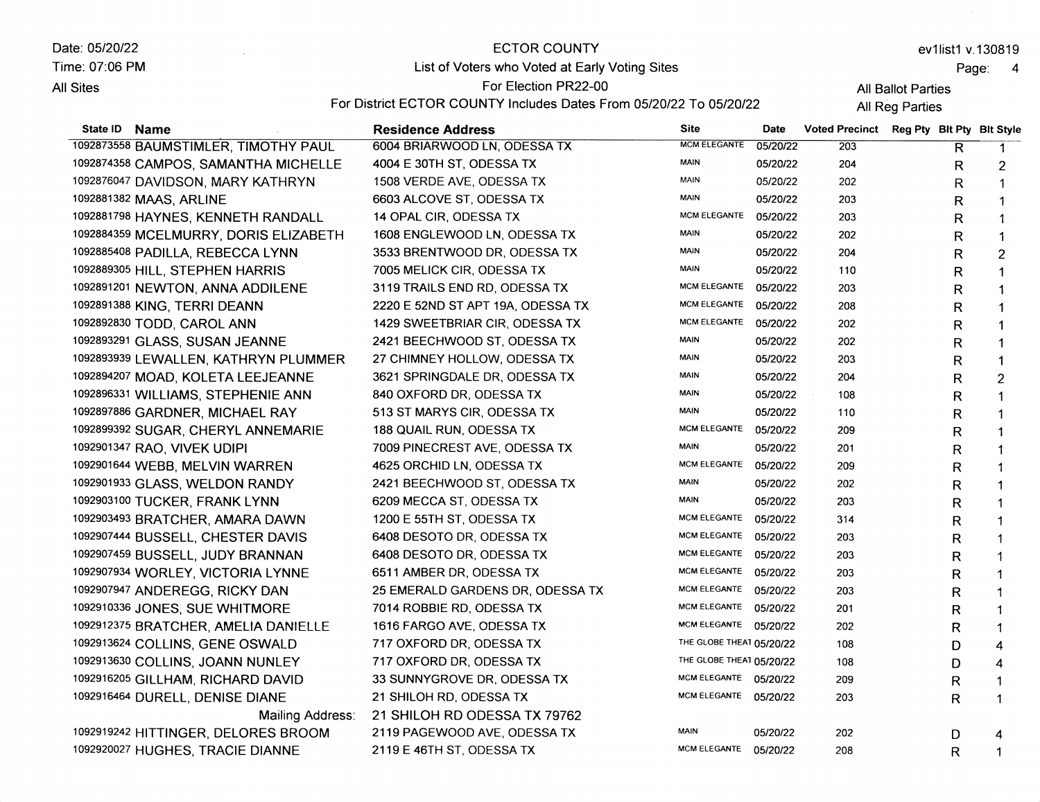Date: 05/20/22
Time: 07:06 PM
All Sites

ECTOR COUNTY
List of Voters who Voted at Early Voting Sites
For Election PR22-00
For District ECTOR COUNTY Includes Dates From 05/20/22 To 05/20/22

ev1list1 v.130819
All Ballot Parties
All Reg Parties

| State ID | Name | Residence Address | Site | Date | Voted Precinct | Reg Pty | Blt Pty | Blt Style |
|---|---|---|---|---|---|---|---|---|
| 1092873558 | BAUMSTIMLER, TIMOTHY PAUL | 6004 BRIARWOOD LN, ODESSA TX | MCM ELEGANTE | 05/20/22 | 203 | | R | 1 |
| 1092874358 | CAMPOS, SAMANTHA MICHELLE | 4004 E 30TH ST, ODESSA TX | MAIN | 05/20/22 | 204 | | R | 2 |
| 1092876047 | DAVIDSON, MARY KATHRYN | 1508 VERDE AVE, ODESSA TX | MAIN | 05/20/22 | 202 | | R | 1 |
| 1092881382 | MAAS, ARLINE | 6603 ALCOVE ST, ODESSA TX | MAIN | 05/20/22 | 203 | | R | 1 |
| 1092881798 | HAYNES, KENNETH RANDALL | 14 OPAL CIR, ODESSA TX | MCM ELEGANTE | 05/20/22 | 203 | | R | 1 |
| 1092884359 | MCELMURRY, DORIS ELIZABETH | 1608 ENGLEWOOD LN, ODESSA TX | MAIN | 05/20/22 | 202 | | R | 1 |
| 1092885408 | PADILLA, REBECCA LYNN | 3533 BRENTWOOD DR, ODESSA TX | MAIN | 05/20/22 | 204 | | R | 2 |
| 1092889305 | HILL, STEPHEN HARRIS | 7005 MELICK CIR, ODESSA TX | MAIN | 05/20/22 | 110 | | R | 1 |
| 1092891201 | NEWTON, ANNA ADDILENE | 3119 TRAILS END RD, ODESSA TX | MCM ELEGANTE | 05/20/22 | 203 | | R | 1 |
| 1092891388 | KING, TERRI DEANN | 2220 E 52ND ST APT 19A, ODESSA TX | MCM ELEGANTE | 05/20/22 | 208 | | R | 1 |
| 1092892830 | TODD, CAROL ANN | 1429 SWEETBRIAR CIR, ODESSA TX | MCM ELEGANTE | 05/20/22 | 202 | | R | 1 |
| 1092893291 | GLASS, SUSAN JEANNE | 2421 BEECHWOOD ST, ODESSA TX | MAIN | 05/20/22 | 202 | | R | 1 |
| 1092893939 | LEWALLEN, KATHRYN PLUMMER | 27 CHIMNEY HOLLOW, ODESSA TX | MAIN | 05/20/22 | 203 | | R | 1 |
| 1092894207 | MOAD, KOLETA LEEJEANNE | 3621 SPRINGDALE DR, ODESSA TX | MAIN | 05/20/22 | 204 | | R | 2 |
| 1092896331 | WILLIAMS, STEPHENIE ANN | 840 OXFORD DR, ODESSA TX | MAIN | 05/20/22 | 108 | | R | 1 |
| 1092897886 | GARDNER, MICHAEL RAY | 513 ST MARYS CIR, ODESSA TX | MAIN | 05/20/22 | 110 | | R | 1 |
| 1092899392 | SUGAR, CHERYL ANNEMARIE | 188 QUAIL RUN, ODESSA TX | MCM ELEGANTE | 05/20/22 | 209 | | R | 1 |
| 1092901347 | RAO, VIVEK UDIPI | 7009 PINECREST AVE, ODESSA TX | MAIN | 05/20/22 | 201 | | R | 1 |
| 1092901644 | WEBB, MELVIN WARREN | 4625 ORCHID LN, ODESSA TX | MCM ELEGANTE | 05/20/22 | 209 | | R | 1 |
| 1092901933 | GLASS, WELDON RANDY | 2421 BEECHWOOD ST, ODESSA TX | MAIN | 05/20/22 | 202 | | R | 1 |
| 1092903100 | TUCKER, FRANK LYNN | 6209 MECCA ST, ODESSA TX | MAIN | 05/20/22 | 203 | | R | 1 |
| 1092903493 | BRATCHER, AMARA DAWN | 1200 E 55TH ST, ODESSA TX | MCM ELEGANTE | 05/20/22 | 314 | | R | 1 |
| 1092907444 | BUSSELL, CHESTER DAVIS | 6408 DESOTO DR, ODESSA TX | MCM ELEGANTE | 05/20/22 | 203 | | R | 1 |
| 1092907459 | BUSSELL, JUDY BRANNAN | 6408 DESOTO DR, ODESSA TX | MCM ELEGANTE | 05/20/22 | 203 | | R | 1 |
| 1092907934 | WORLEY, VICTORIA LYNNE | 6511 AMBER DR, ODESSA TX | MCM ELEGANTE | 05/20/22 | 203 | | R | 1 |
| 1092907947 | ANDEREGG, RICKY DAN | 25 EMERALD GARDENS DR, ODESSA TX | MCM ELEGANTE | 05/20/22 | 203 | | R | 1 |
| 1092910336 | JONES, SUE WHITMORE | 7014 ROBBIE RD, ODESSA TX | MCM ELEGANTE | 05/20/22 | 201 | | R | 1 |
| 1092912375 | BRATCHER, AMELIA DANIELLE | 1616 FARGO AVE, ODESSA TX | MCM ELEGANTE | 05/20/22 | 202 | | R | 1 |
| 1092913624 | COLLINS, GENE OSWALD | 717 OXFORD DR, ODESSA TX | THE GLOBE THEAT | 05/20/22 | 108 | | D | 4 |
| 1092913630 | COLLINS, JOANN NUNLEY | 717 OXFORD DR, ODESSA TX | THE GLOBE THEAT | 05/20/22 | 108 | | D | 4 |
| 1092916205 | GILLHAM, RICHARD DAVID | 33 SUNNYGROVE DR, ODESSA TX | MCM ELEGANTE | 05/20/22 | 209 | | R | 1 |
| 1092916464 | DURELL, DENISE DIANE | 21 SHILOH RD, ODESSA TX | MCM ELEGANTE | 05/20/22 | 203 | | R | 1 |
| | Mailing Address: | 21 SHILOH RD ODESSA TX 79762 | | | | | | |
| 1092919242 | HITTINGER, DELORES BROOM | 2119 PAGEWOOD AVE, ODESSA TX | MAIN | 05/20/22 | 202 | | D | 4 |
| 1092920027 | HUGHES, TRACIE DIANNE | 2119 E 46TH ST, ODESSA TX | MCM ELEGANTE | 05/20/22 | 208 | | R | 1 |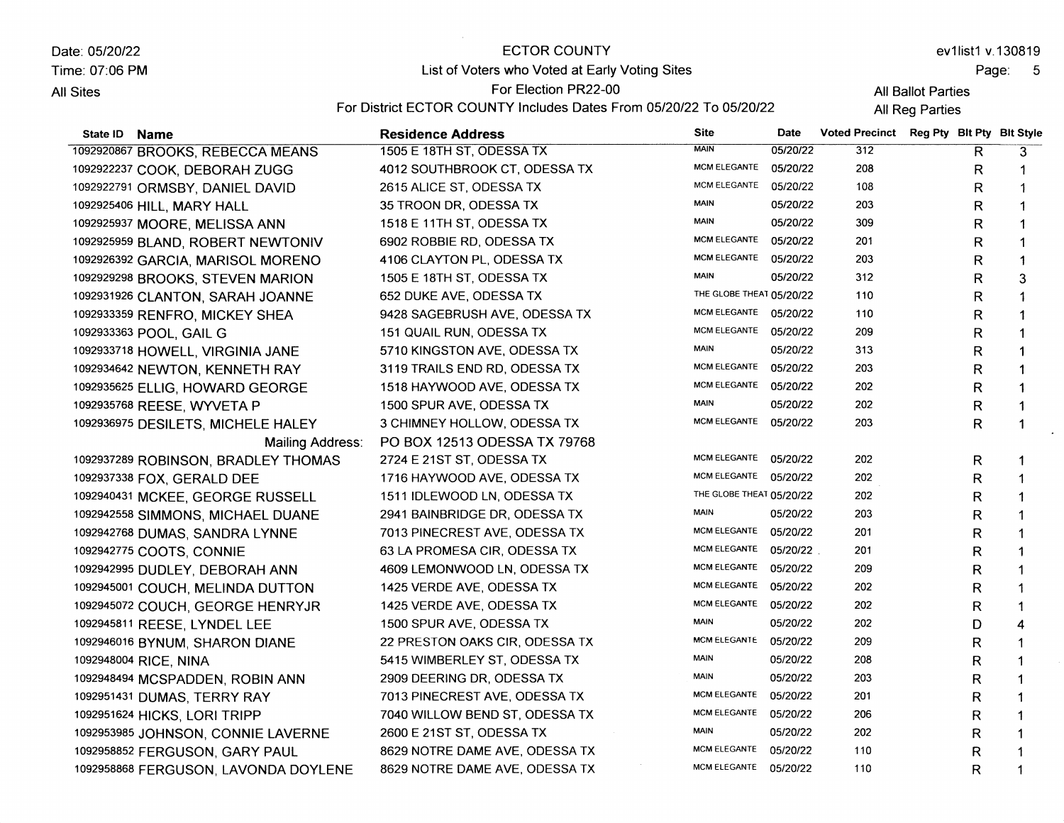Date: 05/20/22
Time: 07:06 PM
All Sites

# ECTOR COUNTY

## List of Voters who Voted at Early Voting Sites

For Election PR22-00

For District ECTOR COUNTY Includes Dates From 05/20/22 To 05/20/22

ev1list1 v.130819

All Ballot Parties
All Reg Parties

| State ID | Name | Residence Address | Site | Date | Voted Precinct | Reg Pty | Blt Pty | Blt Style |
|---|---|---|---|---|---|---|---|---|
| 1092920867 | BROOKS, REBECCA MEANS | 1505 E 18TH ST, ODESSA TX | MAIN | 05/20/22 | 312 | | R | 3 |
| 1092922237 | COOK, DEBORAH ZUGG | 4012 SOUTHBROOK CT, ODESSA TX | MCM ELEGANTE | 05/20/22 | 208 | | R | 1 |
| 1092922791 | ORMSBY, DANIEL DAVID | 2615 ALICE ST, ODESSA TX | MCM ELEGANTE | 05/20/22 | 108 | | R | 1 |
| 1092925406 | HILL, MARY HALL | 35 TROON DR, ODESSA TX | MAIN | 05/20/22 | 203 | | R | 1 |
| 1092925937 | MOORE, MELISSA ANN | 1518 E 11TH ST, ODESSA TX | MAIN | 05/20/22 | 309 | | R | 1 |
| 1092925959 | BLAND, ROBERT NEWTONIV | 6902 ROBBIE RD, ODESSA TX | MCM ELEGANTE | 05/20/22 | 201 | | R | 1 |
| 1092926392 | GARCIA, MARISOL MORENO | 4106 CLAYTON PL, ODESSA TX | MCM ELEGANTE | 05/20/22 | 203 | | R | 1 |
| 1092929298 | BROOKS, STEVEN MARION | 1505 E 18TH ST, ODESSA TX | MAIN | 05/20/22 | 312 | | R | 3 |
| 1092931926 | CLANTON, SARAH JOANNE | 652 DUKE AVE, ODESSA TX | THE GLOBE THEAT | 05/20/22 | 110 | | R | 1 |
| 1092933359 | RENFRO, MICKEY SHEA | 9428 SAGEBRUSH AVE, ODESSA TX | MCM ELEGANTE | 05/20/22 | 110 | | R | 1 |
| 1092933363 | POOL, GAIL G | 151 QUAIL RUN, ODESSA TX | MCM ELEGANTE | 05/20/22 | 209 | | R | 1 |
| 1092933718 | HOWELL, VIRGINIA JANE | 5710 KINGSTON AVE, ODESSA TX | MAIN | 05/20/22 | 313 | | R | 1 |
| 1092934642 | NEWTON, KENNETH RAY | 3119 TRAILS END RD, ODESSA TX | MCM ELEGANTE | 05/20/22 | 203 | | R | 1 |
| 1092935625 | ELLIG, HOWARD GEORGE | 1518 HAYWOOD AVE, ODESSA TX | MCM ELEGANTE | 05/20/22 | 202 | | R | 1 |
| 1092935768 | REESE, WYVETA P | 1500 SPUR AVE, ODESSA TX | MAIN | 05/20/22 | 202 | | R | 1 |
| 1092936975 | DESILETS, MICHELE HALEY | 3 CHIMNEY HOLLOW, ODESSA TX | MCM ELEGANTE | 05/20/22 | 203 | | R | 1 |
| | Mailing Address: | PO BOX 12513 ODESSA TX 79768 | | | | | | |
| 1092937289 | ROBINSON, BRADLEY THOMAS | 2724 E 21ST ST, ODESSA TX | MCM ELEGANTE | 05/20/22 | 202 | | R | 1 |
| 1092937338 | FOX, GERALD DEE | 1716 HAYWOOD AVE, ODESSA TX | MCM ELEGANTE | 05/20/22 | 202 | | R | 1 |
| 1092940431 | MCKEE, GEORGE RUSSELL | 1511 IDLEWOOD LN, ODESSA TX | THE GLOBE THEAT | 05/20/22 | 202 | | R | 1 |
| 1092942558 | SIMMONS, MICHAEL DUANE | 2941 BAINBRIDGE DR, ODESSA TX | MAIN | 05/20/22 | 203 | | R | 1 |
| 1092942768 | DUMAS, SANDRA LYNNE | 7013 PINECREST AVE, ODESSA TX | MCM ELEGANTE | 05/20/22 | 201 | | R | 1 |
| 1092942775 | COOTS, CONNIE | 63 LA PROMESA CIR, ODESSA TX | MCM ELEGANTE | 05/20/22 | 201 | | R | 1 |
| 1092942995 | DUDLEY, DEBORAH ANN | 4609 LEMONWOOD LN, ODESSA TX | MCM ELEGANTE | 05/20/22 | 209 | | R | 1 |
| 1092945001 | COUCH, MELINDA DUTTON | 1425 VERDE AVE, ODESSA TX | MCM ELEGANTE | 05/20/22 | 202 | | R | 1 |
| 1092945072 | COUCH, GEORGE HENRYJR | 1425 VERDE AVE, ODESSA TX | MCM ELEGANTE | 05/20/22 | 202 | | R | 1 |
| 1092945811 | REESE, LYNDEL LEE | 1500 SPUR AVE, ODESSA TX | MAIN | 05/20/22 | 202 | | D | 4 |
| 1092946016 | BYNUM, SHARON DIANE | 22 PRESTON OAKS CIR, ODESSA TX | MCM ELEGANTE | 05/20/22 | 209 | | R | 1 |
| 1092948004 | RICE, NINA | 5415 WIMBERLEY ST, ODESSA TX | MAIN | 05/20/22 | 208 | | R | 1 |
| 1092948494 | MCSPADDEN, ROBIN ANN | 2909 DEERING DR, ODESSA TX | MAIN | 05/20/22 | 203 | | R | 1 |
| 1092951431 | DUMAS, TERRY RAY | 7013 PINECREST AVE, ODESSA TX | MCM ELEGANTE | 05/20/22 | 201 | | R | 1 |
| 1092951624 | HICKS, LORI TRIPP | 7040 WILLOW BEND ST, ODESSA TX | MCM ELEGANTE | 05/20/22 | 206 | | R | 1 |
| 1092953985 | JOHNSON, CONNIE LAVERNE | 2600 E 21ST ST, ODESSA TX | MAIN | 05/20/22 | 202 | | R | 1 |
| 1092958852 | FERGUSON, GARY PAUL | 8629 NOTRE DAME AVE, ODESSA TX | MCM ELEGANTE | 05/20/22 | 110 | | R | 1 |
| 1092958868 | FERGUSON, LAVONDA DOYLENE | 8629 NOTRE DAME AVE, ODESSA TX | MCM ELEGANTE | 05/20/22 | 110 | | R | 1 |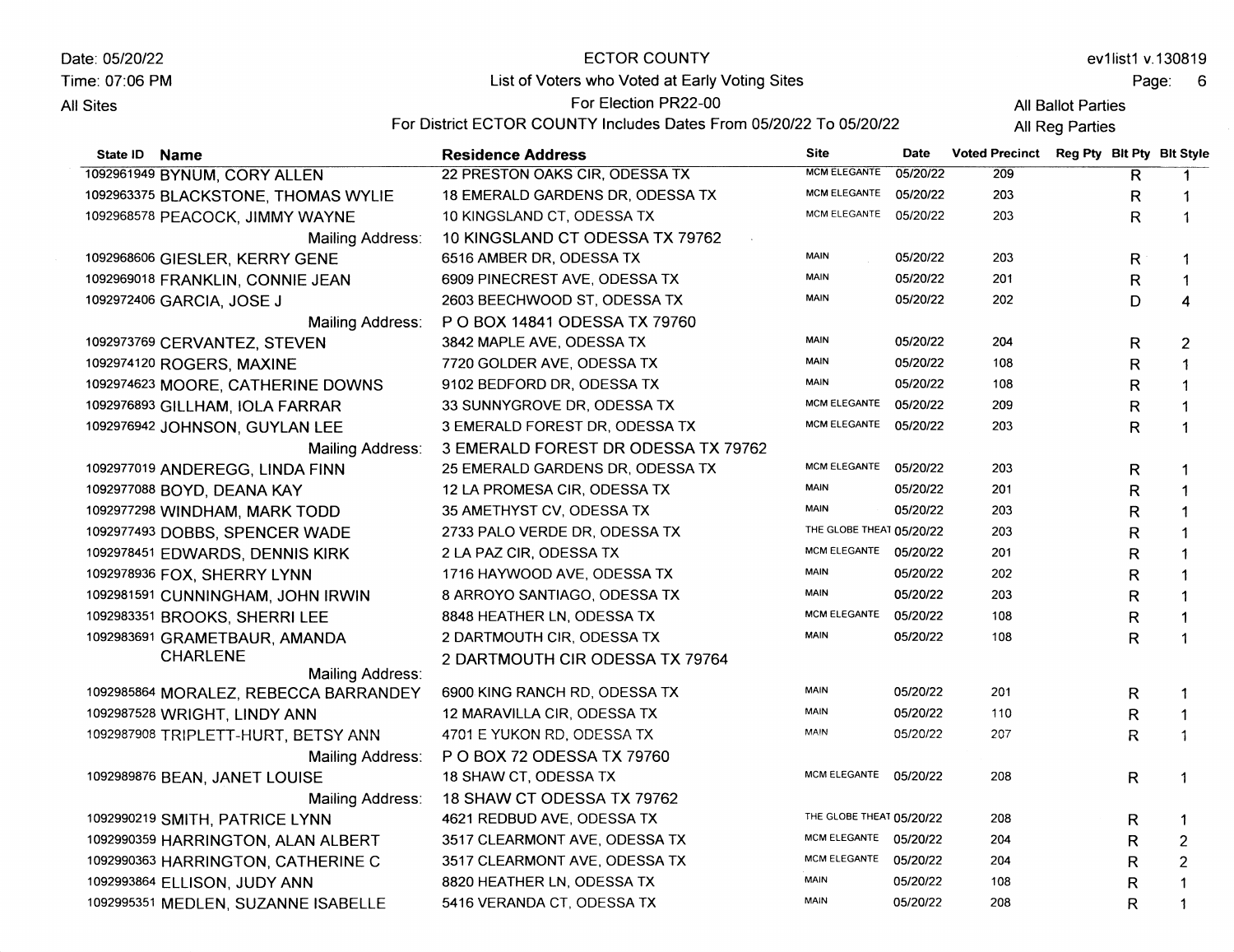ECTOR COUNTY

List of Voters who Voted at Early Voting Sites

For Election PR22-00

For District ECTOR COUNTY Includes Dates From 05/20/22 To 05/20/22

Date: 05/20/22
Time: 07:06 PM
All Sites

ev1list1 v.130819

All Ballot Parties
All Reg Parties

| State ID | Name | Residence Address | Site | Date | Voted Precinct | Reg Pty | Blt Pty | Blt Style |
|---|---|---|---|---|---|---|---|---|
| 1092961949 | BYNUM, CORY ALLEN | 22 PRESTON OAKS CIR, ODESSA TX | MCM ELEGANTE | 05/20/22 | 209 | | R | 1 |
| 1092963375 | BLACKSTONE, THOMAS WYLIE | 18 EMERALD GARDENS DR, ODESSA TX | MCM ELEGANTE | 05/20/22 | 203 | | R | 1 |
| 1092968578 | PEACOCK, JIMMY WAYNE | 10 KINGSLAND CT, ODESSA TX | MCM ELEGANTE | 05/20/22 | 203 | | R | 1 |
| | Mailing Address: | 10 KINGSLAND CT ODESSA TX 79762 | | | | | | |
| 1092968606 | GIESLER, KERRY GENE | 6516 AMBER DR, ODESSA TX | MAIN | 05/20/22 | 203 | | R | 1 |
| 1092969018 | FRANKLIN, CONNIE JEAN | 6909 PINECREST AVE, ODESSA TX | MAIN | 05/20/22 | 201 | | R | 1 |
| 1092972406 | GARCIA, JOSE J | 2603 BEECHWOOD ST, ODESSA TX | MAIN | 05/20/22 | 202 | | D | 4 |
| | Mailing Address: | P O BOX 14841 ODESSA TX 79760 | | | | | | |
| 1092973769 | CERVANTEZ, STEVEN | 3842 MAPLE AVE, ODESSA TX | MAIN | 05/20/22 | 204 | | R | 2 |
| 1092974120 | ROGERS, MAXINE | 7720 GOLDER AVE, ODESSA TX | MAIN | 05/20/22 | 108 | | R | 1 |
| 1092974623 | MOORE, CATHERINE DOWNS | 9102 BEDFORD DR, ODESSA TX | MAIN | 05/20/22 | 108 | | R | 1 |
| 1092976893 | GILLHAM, IOLA FARRAR | 33 SUNNYGROVE DR, ODESSA TX | MCM ELEGANTE | 05/20/22 | 209 | | R | 1 |
| 1092976942 | JOHNSON, GUYLAN LEE | 3 EMERALD FOREST DR, ODESSA TX | MCM ELEGANTE | 05/20/22 | 203 | | R | 1 |
| | Mailing Address: | 3 EMERALD FOREST DR ODESSA TX 79762 | | | | | | |
| 1092977019 | ANDEREGG, LINDA FINN | 25 EMERALD GARDENS DR, ODESSA TX | MCM ELEGANTE | 05/20/22 | 203 | | R | 1 |
| 1092977088 | BOYD, DEANA KAY | 12 LA PROMESA CIR, ODESSA TX | MAIN | 05/20/22 | 201 | | R | 1 |
| 1092977298 | WINDHAM, MARK TODD | 35 AMETHYST CV, ODESSA TX | MAIN | 05/20/22 | 203 | | R | 1 |
| 1092977493 | DOBBS, SPENCER WADE | 2733 PALO VERDE DR, ODESSA TX | THE GLOBE THEAT | 05/20/22 | 203 | | R | 1 |
| 1092978451 | EDWARDS, DENNIS KIRK | 2 LA PAZ CIR, ODESSA TX | MCM ELEGANTE | 05/20/22 | 201 | | R | 1 |
| 1092978936 | FOX, SHERRY LYNN | 1716 HAYWOOD AVE, ODESSA TX | MAIN | 05/20/22 | 202 | | R | 1 |
| 1092981591 | CUNNINGHAM, JOHN IRWIN | 8 ARROYO SANTIAGO, ODESSA TX | MAIN | 05/20/22 | 203 | | R | 1 |
| 1092983351 | BROOKS, SHERRI LEE | 8848 HEATHER LN, ODESSA TX | MCM ELEGANTE | 05/20/22 | 108 | | R | 1 |
| 1092983691 | GRAMETBAUR, AMANDA CHARLENE | 2 DARTMOUTH CIR, ODESSA TX | MAIN | 05/20/22 | 108 | | R | 1 |
| | Mailing Address: | 2 DARTMOUTH CIR ODESSA TX 79764 | | | | | | |
| 1092985864 | MORALEZ, REBECCA BARRANDEY | 6900 KING RANCH RD, ODESSA TX | MAIN | 05/20/22 | 201 | | R | 1 |
| 1092987528 | WRIGHT, LINDY ANN | 12 MARAVILLA CIR, ODESSA TX | MAIN | 05/20/22 | 110 | | R | 1 |
| 1092987908 | TRIPLETT-HURT, BETSY ANN | 4701 E YUKON RD, ODESSA TX | MAIN | 05/20/22 | 207 | | R | 1 |
| | Mailing Address: | P O BOX 72 ODESSA TX 79760 | | | | | | |
| 1092989876 | BEAN, JANET LOUISE | 18 SHAW CT, ODESSA TX | MCM ELEGANTE | 05/20/22 | 208 | | R | 1 |
| | Mailing Address: | 18 SHAW CT ODESSA TX 79762 | | | | | | |
| 1092990219 | SMITH, PATRICE LYNN | 4621 REDBUD AVE, ODESSA TX | THE GLOBE THEAT | 05/20/22 | 208 | | R | 1 |
| 1092990359 | HARRINGTON, ALAN ALBERT | 3517 CLEARMONT AVE, ODESSA TX | MCM ELEGANTE | 05/20/22 | 204 | | R | 2 |
| 1092990363 | HARRINGTON, CATHERINE C | 3517 CLEARMONT AVE, ODESSA TX | MCM ELEGANTE | 05/20/22 | 204 | | R | 2 |
| 1092993864 | ELLISON, JUDY ANN | 8820 HEATHER LN, ODESSA TX | MAIN | 05/20/22 | 108 | | R | 1 |
| 1092995351 | MEDLEN, SUZANNE ISABELLE | 5416 VERANDA CT, ODESSA TX | MAIN | 05/20/22 | 208 | | R | 1 |